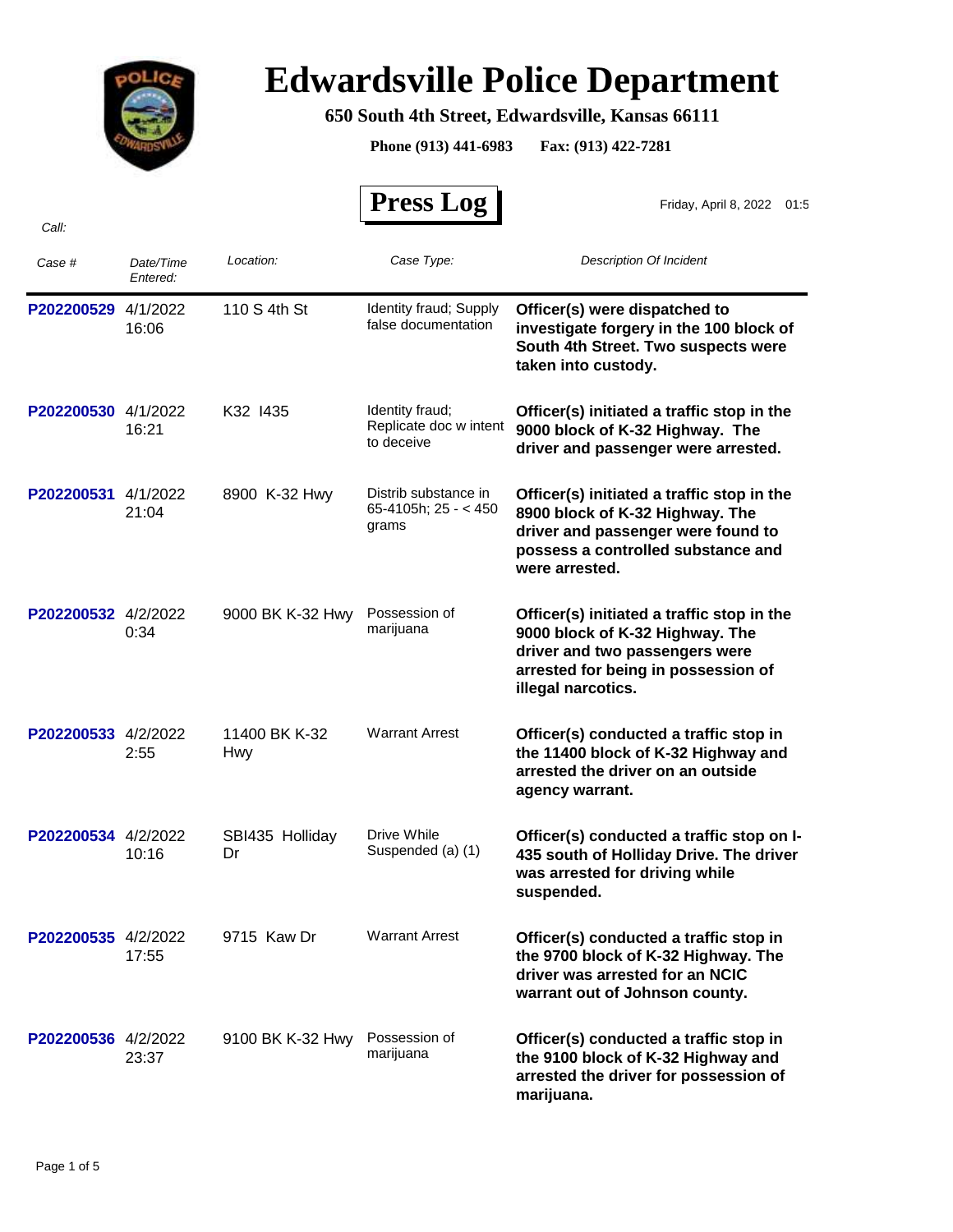# Edwardsville Police Department

**650 South 4th Street, Edwardsville, Kansas 66111**

**Phone (913) 441-6983 Fax: (913) 422-7281**

## Press Log

Friday, April 8, 2022 01:5

*Call:*

| *Case #* | *Date/Time Entered:* | *Location:* | *Case Type:* | *Description Of Incident* |
|---|---|---|---|---|
| P202200529 | 4/1/2022 16:06 | 110 S 4th St | Identity fraud; Supply false documentation | **Officer(s) were dispatched to investigate forgery in the 100 block of South 4th Street. Two suspects were taken into custody.** |
| P202200530 | 4/1/2022 16:21 | K32 I435 | Identity fraud; Replicate doc w intent to deceive | **Officer(s) initiated a traffic stop in the 9000 block of K-32 Highway. The driver and passenger were arrested.** |
| P202200531 | 4/1/2022 21:04 | 8900 K-32 Hwy | Distrib substance in 65-4105h; 25 - < 450 grams | **Officer(s) initiated a traffic stop in the 8900 block of K-32 Highway. The driver and passenger were found to possess a controlled substance and were arrested.** |
| P202200532 | 4/2/2022 0:34 | 9000 BK K-32 Hwy | Possession of marijuana | **Officer(s) initiated a traffic stop in the 9000 block of K-32 Highway. The driver and two passengers were arrested for being in possession of illegal narcotics.** |
| P202200533 | 4/2/2022 2:55 | 11400 BK K-32 Hwy | Warrant Arrest | **Officer(s) conducted a traffic stop in the 11400 block of K-32 Highway and arrested the driver on an outside agency warrant.** |
| P202200534 | 4/2/2022 10:16 | SBI435 Holliday Dr | Drive While Suspended (a) (1) | **Officer(s) conducted a traffic stop on I-435 south of Holliday Drive. The driver was arrested for driving while suspended.** |
| P202200535 | 4/2/2022 17:55 | 9715 Kaw Dr | Warrant Arrest | **Officer(s) conducted a traffic stop in the 9700 block of K-32 Highway. The driver was arrested for an NCIC warrant out of Johnson county.** |
| P202200536 | 4/2/2022 23:37 | 9100 BK K-32 Hwy | Possession of marijuana | **Officer(s) conducted a traffic stop in the 9100 block of K-32 Highway and arrested the driver for possession of marijuana.** |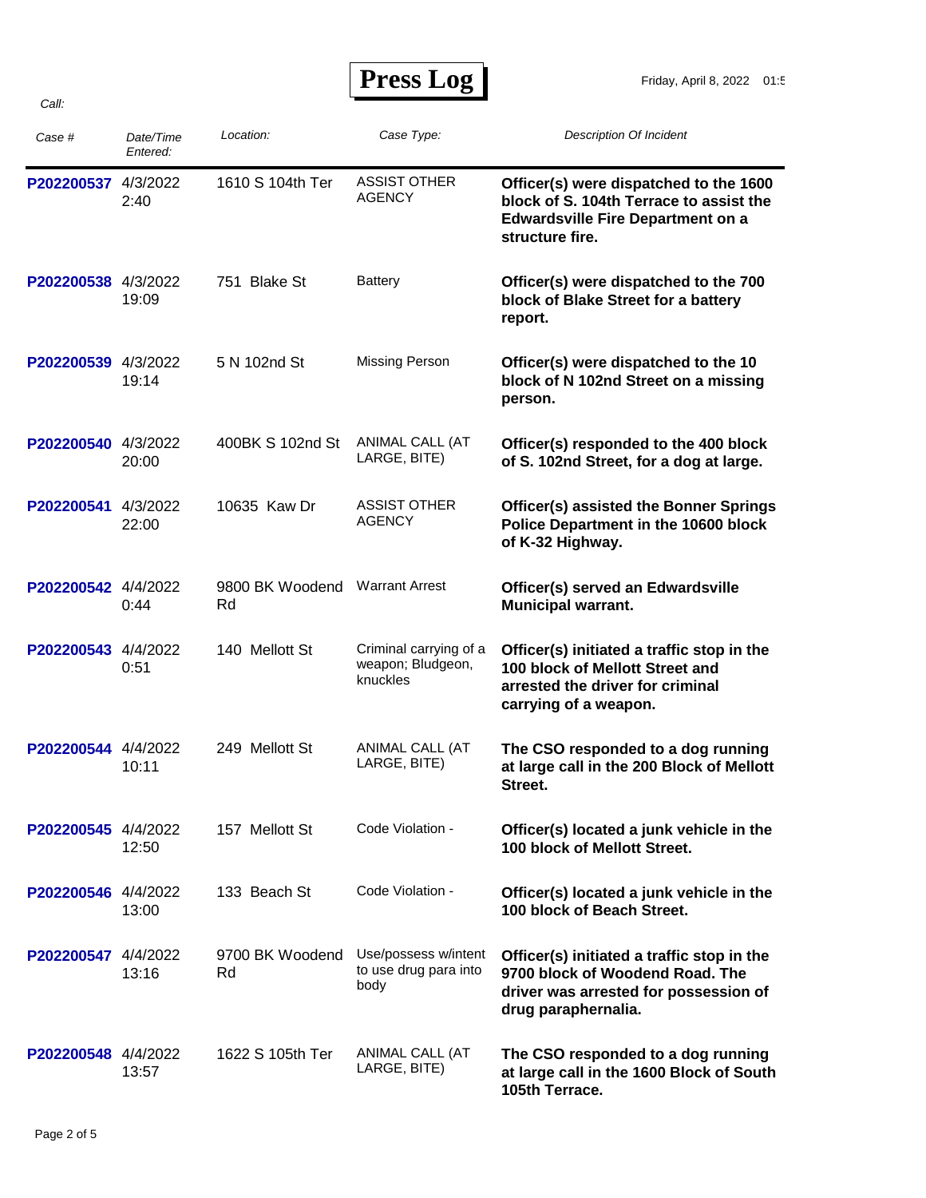# Press Log

Friday, April 8, 2022 01:5

*Call:*

| *Case #* | *Date/Time Entered:* | *Location:* | *Case Type:* | *Description Of Incident* |
|---|---|---|---|---|
| P202200537 | 4/3/2022 2:40 | 1610 S 104th Ter | ASSIST OTHER AGENCY | **Officer(s) were dispatched to the 1600 block of S. 104th Terrace to assist the Edwardsville Fire Department on a structure fire.** |
| P202200538 | 4/3/2022 19:09 | 751 Blake St | Battery | **Officer(s) were dispatched to the 700 block of Blake Street for a battery report.** |
| P202200539 | 4/3/2022 19:14 | 5 N 102nd St | Missing Person | **Officer(s) were dispatched to the 10 block of N 102nd Street on a missing person.** |
| P202200540 | 4/3/2022 20:00 | 400BK S 102nd St | ANIMAL CALL (AT LARGE, BITE) | **Officer(s) responded to the 400 block of S. 102nd Street, for a dog at large.** |
| P202200541 | 4/3/2022 22:00 | 10635 Kaw Dr | ASSIST OTHER AGENCY | **Officer(s) assisted the Bonner Springs Police Department in the 10600 block of K-32 Highway.** |
| P202200542 | 4/4/2022 0:44 | 9800 BK Woodend Rd | Warrant Arrest | **Officer(s) served an Edwardsville Municipal warrant.** |
| P202200543 | 4/4/2022 0:51 | 140 Mellott St | Criminal carrying of a weapon; Bludgeon, knuckles | **Officer(s) initiated a traffic stop in the 100 block of Mellott Street and arrested the driver for criminal carrying of a weapon.** |
| P202200544 | 4/4/2022 10:11 | 249 Mellott St | ANIMAL CALL (AT LARGE, BITE) | **The CSO responded to a dog running at large call in the 200 Block of Mellott Street.** |
| P202200545 | 4/4/2022 12:50 | 157 Mellott St | Code Violation - | **Officer(s) located a junk vehicle in the 100 block of Mellott Street.** |
| P202200546 | 4/4/2022 13:00 | 133 Beach St | Code Violation - | **Officer(s) located a junk vehicle in the 100 block of Beach Street.** |
| P202200547 | 4/4/2022 13:16 | 9700 BK Woodend Rd | Use/possess w/intent to use drug para into body | **Officer(s) initiated a traffic stop in the 9700 block of Woodend Road. The driver was arrested for possession of drug paraphernalia.** |
| P202200548 | 4/4/2022 13:57 | 1622 S 105th Ter | ANIMAL CALL (AT LARGE, BITE) | **The CSO responded to a dog running at large call in the 1600 Block of South 105th Terrace.** |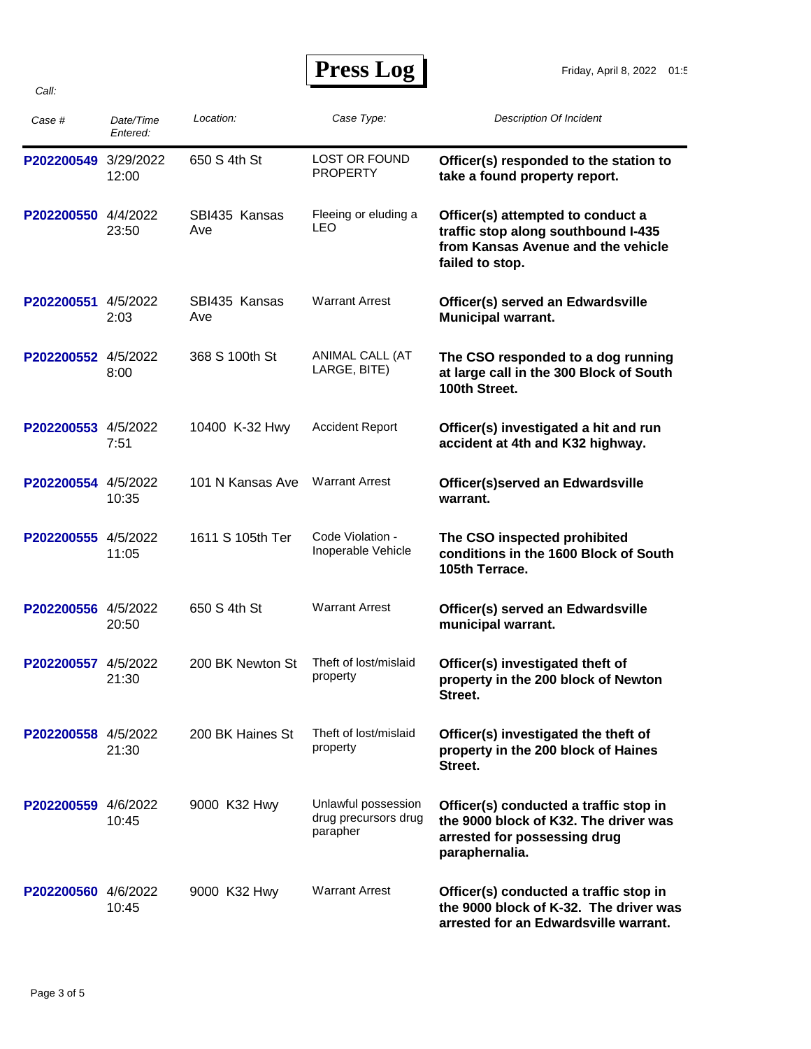# Press Log

Friday, April 8, 2022 01:5

Call:

| Case # | Date/Time Entered: | Location: | Case Type: | Description Of Incident |
|---|---|---|---|---|
| P202200549 | 3/29/2022 12:00 | 650 S 4th St | LOST OR FOUND PROPERTY | **Officer(s) responded to the station to take a found property report.** |
| P202200550 | 4/4/2022 23:50 | SBI435 Kansas Ave | Fleeing or eluding a LEO | **Officer(s) attempted to conduct a traffic stop along southbound I-435 from Kansas Avenue and the vehicle failed to stop.** |
| P202200551 | 4/5/2022 2:03 | SBI435 Kansas Ave | Warrant Arrest | **Officer(s) served an Edwardsville Municipal warrant.** |
| P202200552 | 4/5/2022 8:00 | 368 S 100th St | ANIMAL CALL (AT LARGE, BITE) | **The CSO responded to a dog running at large call in the 300 Block of South 100th Street.** |
| P202200553 | 4/5/2022 7:51 | 10400 K-32 Hwy | Accident Report | **Officer(s) investigated a hit and run accident at 4th and K32 highway.** |
| P202200554 | 4/5/2022 10:35 | 101 N Kansas Ave | Warrant Arrest | **Officer(s)served an Edwardsville warrant.** |
| P202200555 | 4/5/2022 11:05 | 1611 S 105th Ter | Code Violation - Inoperable Vehicle | **The CSO inspected prohibited conditions in the 1600 Block of South 105th Terrace.** |
| P202200556 | 4/5/2022 20:50 | 650 S 4th St | Warrant Arrest | **Officer(s) served an Edwardsville municipal warrant.** |
| P202200557 | 4/5/2022 21:30 | 200 BK Newton St | Theft of lost/mislaid property | **Officer(s) investigated theft of property in the 200 block of Newton Street.** |
| P202200558 | 4/5/2022 21:30 | 200 BK Haines St | Theft of lost/mislaid property | **Officer(s) investigated the theft of property in the 200 block of Haines Street.** |
| P202200559 | 4/6/2022 10:45 | 9000 K32 Hwy | Unlawful possession drug precursors drug parapher | **Officer(s) conducted a traffic stop in the 9000 block of K32. The driver was arrested for possessing drug paraphernalia.** |
| P202200560 | 4/6/2022 10:45 | 9000 K32 Hwy | Warrant Arrest | **Officer(s) conducted a traffic stop in the 9000 block of K-32. The driver was arrested for an Edwardsville warrant.** |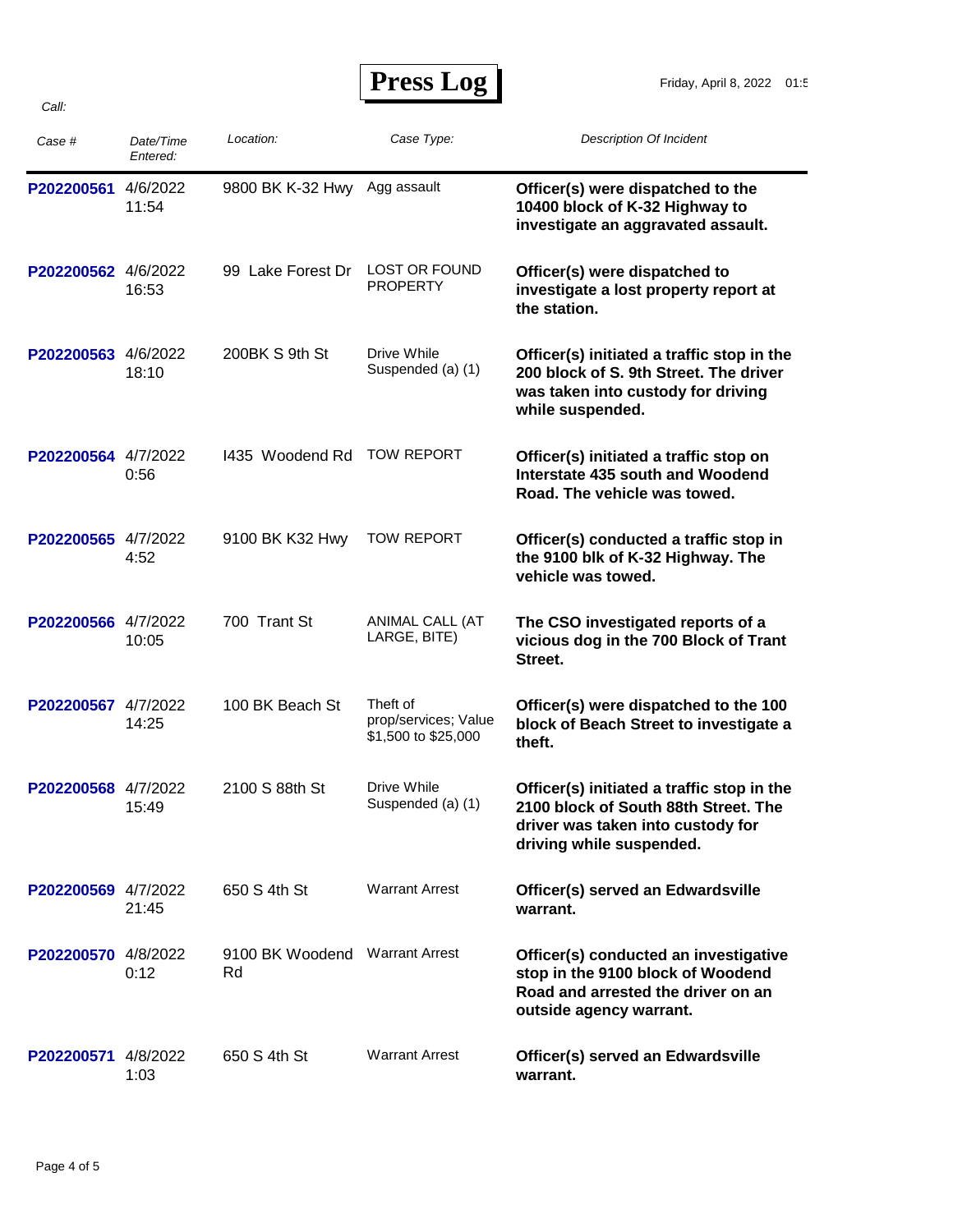# Press Log

Friday, April 8, 2022 01:5

*Call:*

| *Case #* | *Date/Time Entered:* | *Location:* | *Case Type:* | *Description Of Incident* |
|---|---|---|---|---|
| P202200561 | 4/6/2022 11:54 | 9800 BK K-32 Hwy | Agg assault | **Officer(s) were dispatched to the 10400 block of K-32 Highway to investigate an aggravated assault.** |
| P202200562 | 4/6/2022 16:53 | 99 Lake Forest Dr | LOST OR FOUND PROPERTY | **Officer(s) were dispatched to investigate a lost property report at the station.** |
| P202200563 | 4/6/2022 18:10 | 200BK S 9th St | Drive While Suspended (a) (1) | **Officer(s) initiated a traffic stop in the 200 block of S. 9th Street. The driver was taken into custody for driving while suspended.** |
| P202200564 | 4/7/2022 0:56 | I435 Woodend Rd | TOW REPORT | **Officer(s) initiated a traffic stop on Interstate 435 south and Woodend Road. The vehicle was towed.** |
| P202200565 | 4/7/2022 4:52 | 9100 BK K32 Hwy | TOW REPORT | **Officer(s) conducted a traffic stop in the 9100 blk of K-32 Highway. The vehicle was towed.** |
| P202200566 | 4/7/2022 10:05 | 700 Trant St | ANIMAL CALL (AT LARGE, BITE) | **The CSO investigated reports of a vicious dog in the 700 Block of Trant Street.** |
| P202200567 | 4/7/2022 14:25 | 100 BK Beach St | Theft of prop/services; Value $1,500 to $25,000 | **Officer(s) were dispatched to the 100 block of Beach Street to investigate a theft.** |
| P202200568 | 4/7/2022 15:49 | 2100 S 88th St | Drive While Suspended (a) (1) | **Officer(s) initiated a traffic stop in the 2100 block of South 88th Street. The driver was taken into custody for driving while suspended.** |
| P202200569 | 4/7/2022 21:45 | 650 S 4th St | Warrant Arrest | **Officer(s) served an Edwardsville warrant.** |
| P202200570 | 4/8/2022 0:12 | 9100 BK Woodend Rd | Warrant Arrest | **Officer(s) conducted an investigative stop in the 9100 block of Woodend Road and arrested the driver on an outside agency warrant.** |
| P202200571 | 4/8/2022 1:03 | 650 S 4th St | Warrant Arrest | **Officer(s) served an Edwardsville warrant.** |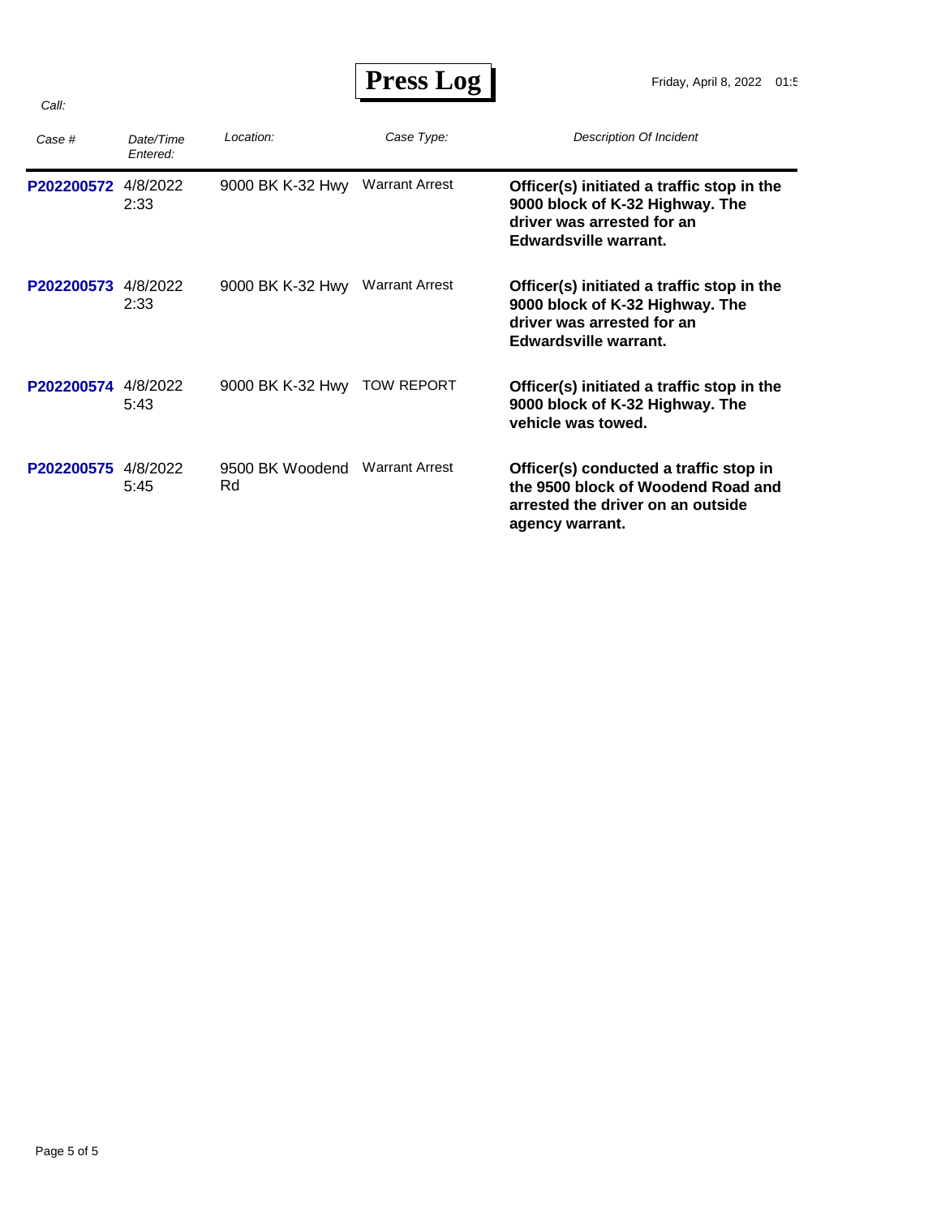# Press Log

Friday, April 8, 2022 01:5

*Call:*

| *Case #* | *Date/Time Entered:* | *Location:* | *Case Type:* | *Description Of Incident* |
|---|---|---|---|---|
| P202200572 | 4/8/2022 2:33 | 9000 BK K-32 Hwy | Warrant Arrest | **Officer(s) initiated a traffic stop in the 9000 block of K-32 Highway. The driver was arrested for an Edwardsville warrant.** |
| P202200573 | 4/8/2022 2:33 | 9000 BK K-32 Hwy | Warrant Arrest | **Officer(s) initiated a traffic stop in the 9000 block of K-32 Highway. The driver was arrested for an Edwardsville warrant.** |
| P202200574 | 4/8/2022 5:43 | 9000 BK K-32 Hwy | TOW REPORT | **Officer(s) initiated a traffic stop in the 9000 block of K-32 Highway. The vehicle was towed.** |
| P202200575 | 4/8/2022 5:45 | 9500 BK Woodend Rd | Warrant Arrest | **Officer(s) conducted a traffic stop in the 9500 block of Woodend Road and arrested the driver on an outside agency warrant.** |